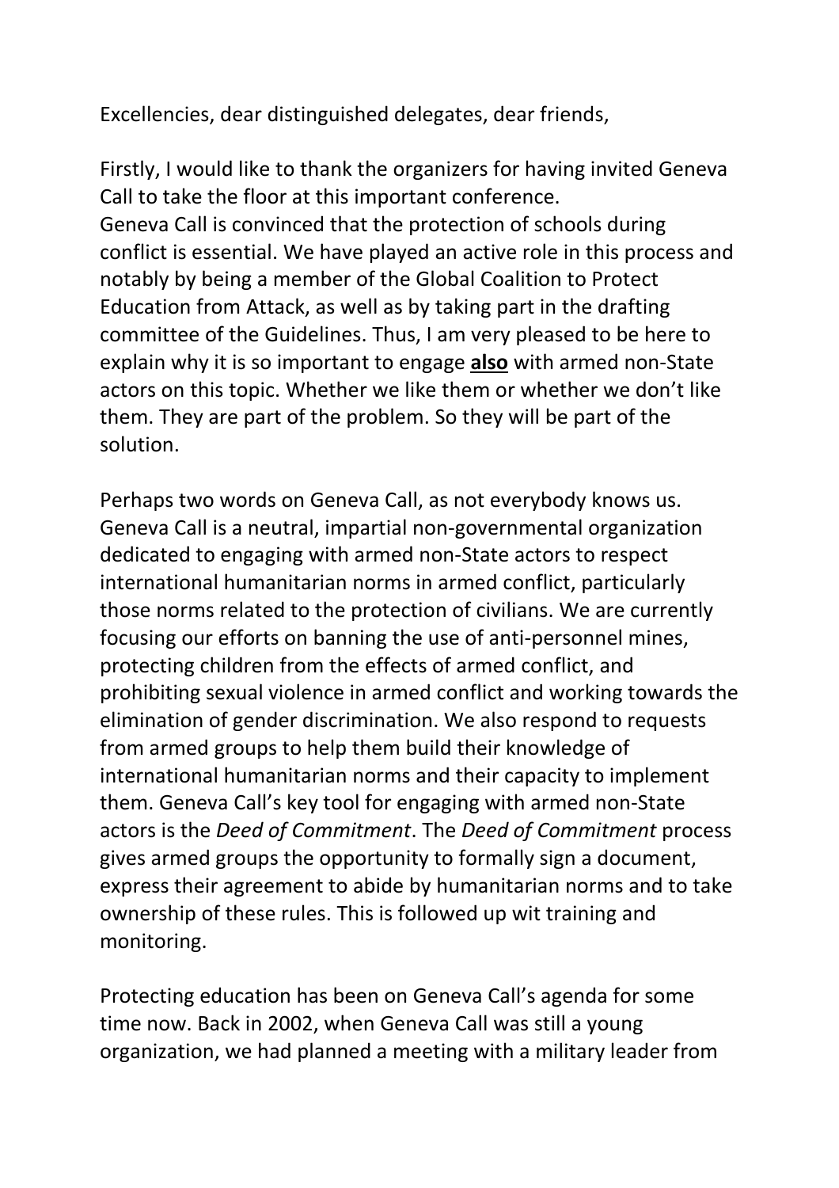Excellencies, dear distinguished delegates, dear friends,

Firstly, I would like to thank the organizers for having invited Geneva Call to take the floor at this important conference.
Geneva Call is convinced that the protection of schools during conflict is essential. We have played an active role in this process and notably by being a member of the Global Coalition to Protect Education from Attack, as well as by taking part in the drafting committee of the Guidelines. Thus, I am very pleased to be here to explain why it is so important to engage <u>**also**</u> with armed non-State actors on this topic. Whether we like them or whether we don't like them. They are part of the problem. So they will be part of the solution.

Perhaps two words on Geneva Call, as not everybody knows us. Geneva Call is a neutral, impartial non-governmental organization dedicated to engaging with armed non-State actors to respect international humanitarian norms in armed conflict, particularly those norms related to the protection of civilians. We are currently focusing our efforts on banning the use of anti-personnel mines, protecting children from the effects of armed conflict, and prohibiting sexual violence in armed conflict and working towards the elimination of gender discrimination. We also respond to requests from armed groups to help them build their knowledge of international humanitarian norms and their capacity to implement them. Geneva Call's key tool for engaging with armed non-State actors is the *Deed of Commitment*. The *Deed of Commitment* process gives armed groups the opportunity to formally sign a document, express their agreement to abide by humanitarian norms and to take ownership of these rules. This is followed up wit training and monitoring.

Protecting education has been on Geneva Call's agenda for some time now. Back in 2002, when Geneva Call was still a young organization, we had planned a meeting with a military leader from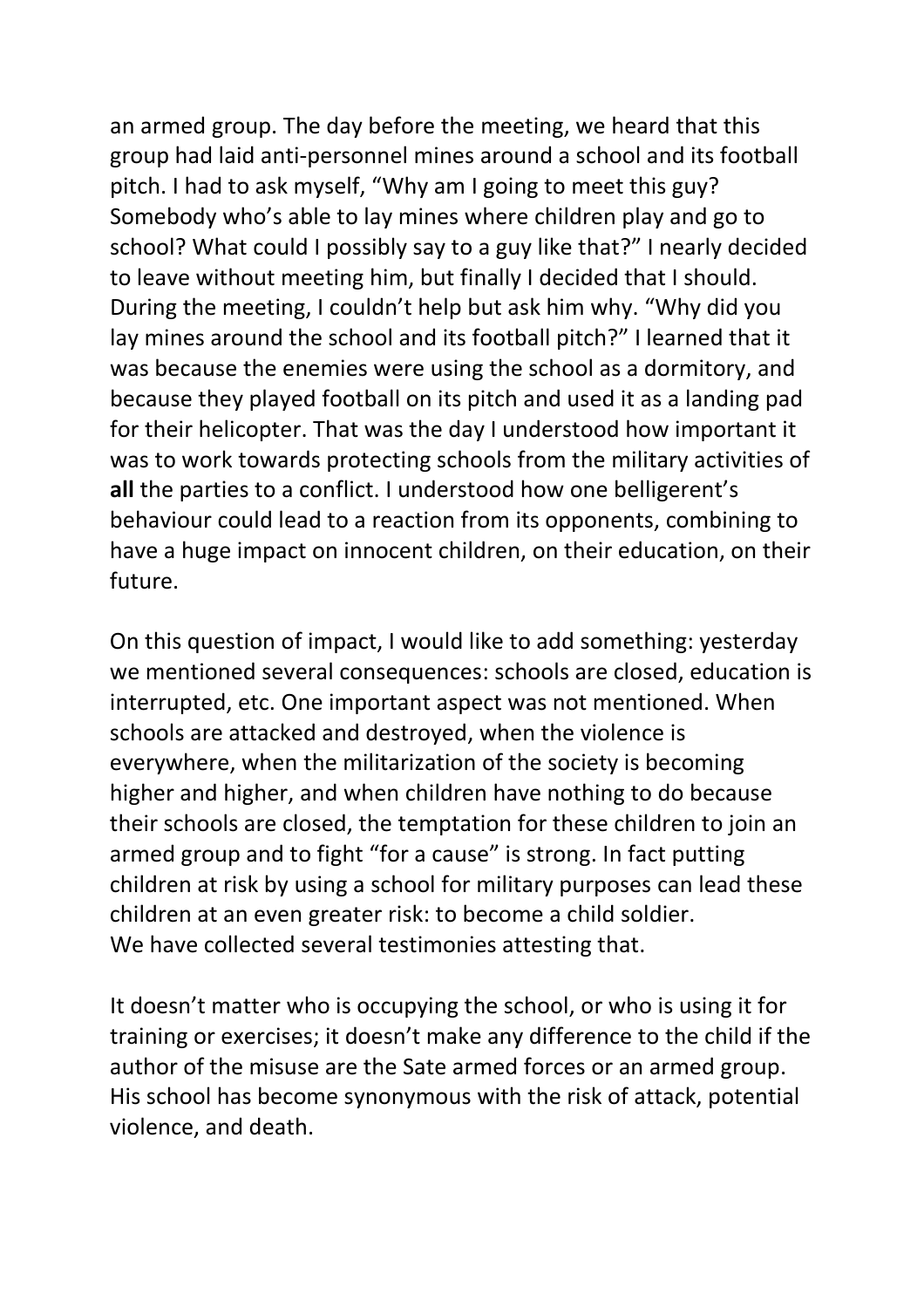an armed group. The day before the meeting, we heard that this group had laid anti-personnel mines around a school and its football pitch. I had to ask myself, "Why am I going to meet this guy? Somebody who's able to lay mines where children play and go to school? What could I possibly say to a guy like that?" I nearly decided to leave without meeting him, but finally I decided that I should. During the meeting, I couldn't help but ask him why. "Why did you lay mines around the school and its football pitch?" I learned that it was because the enemies were using the school as a dormitory, and because they played football on its pitch and used it as a landing pad for their helicopter. That was the day I understood how important it was to work towards protecting schools from the military activities of **all** the parties to a conflict. I understood how one belligerent's behaviour could lead to a reaction from its opponents, combining to have a huge impact on innocent children, on their education, on their future.

On this question of impact, I would like to add something: yesterday we mentioned several consequences: schools are closed, education is interrupted, etc. One important aspect was not mentioned. When schools are attacked and destroyed, when the violence is everywhere, when the militarization of the society is becoming higher and higher, and when children have nothing to do because their schools are closed, the temptation for these children to join an armed group and to fight "for a cause" is strong. In fact putting children at risk by using a school for military purposes can lead these children at an even greater risk: to become a child soldier.
We have collected several testimonies attesting that.

It doesn't matter who is occupying the school, or who is using it for training or exercises; it doesn't make any difference to the child if the author of the misuse are the Sate armed forces or an armed group. His school has become synonymous with the risk of attack, potential violence, and death.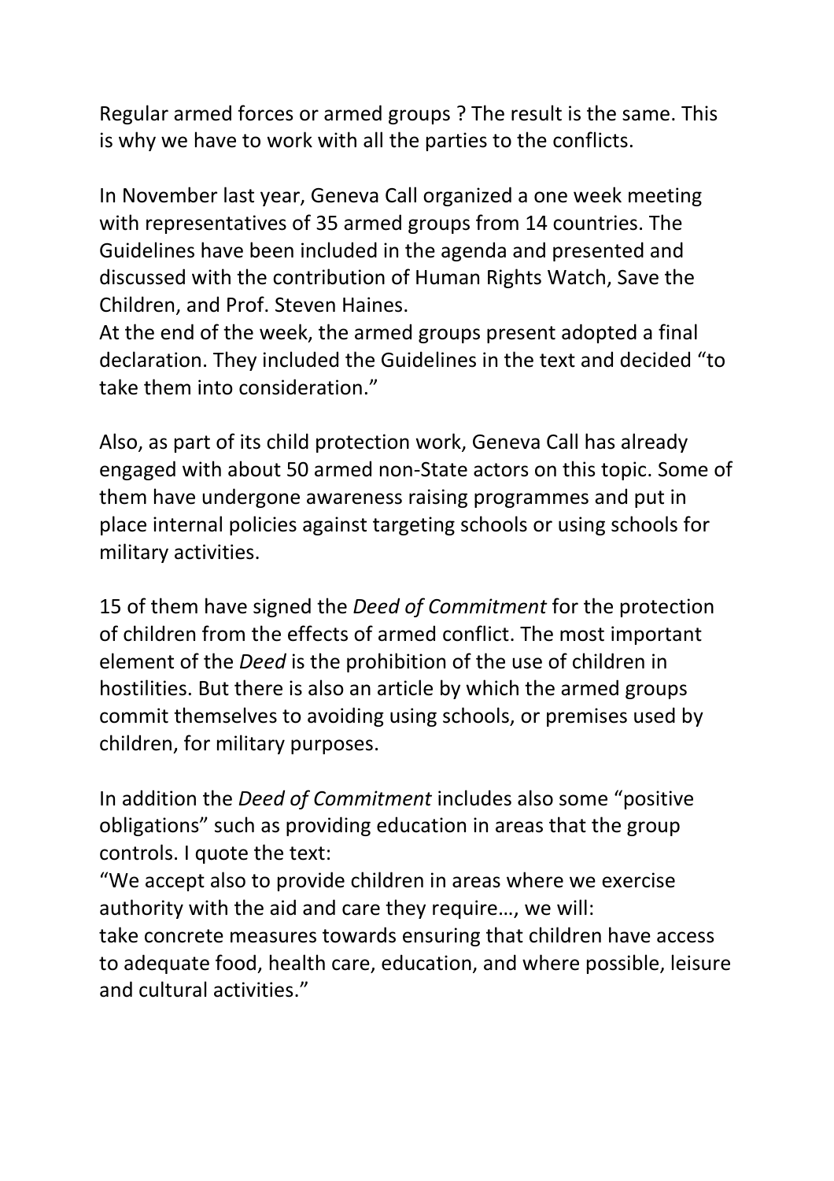Regular armed forces or armed groups ? The result is the same. This is why we have to work with all the parties to the conflicts.

In November last year, Geneva Call organized a one week meeting with representatives of 35 armed groups from 14 countries. The Guidelines have been included in the agenda and presented and discussed with the contribution of Human Rights Watch, Save the Children, and Prof. Steven Haines.
At the end of the week, the armed groups present adopted a final declaration. They included the Guidelines in the text and decided "to take them into consideration."

Also, as part of its child protection work, Geneva Call has already engaged with about 50 armed non-State actors on this topic. Some of them have undergone awareness raising programmes and put in place internal policies against targeting schools or using schools for military activities.

15 of them have signed the *Deed of Commitment* for the protection of children from the effects of armed conflict. The most important element of the *Deed* is the prohibition of the use of children in hostilities. But there is also an article by which the armed groups commit themselves to avoiding using schools, or premises used by children, for military purposes.

In addition the *Deed of Commitment* includes also some "positive obligations" such as providing education in areas that the group controls. I quote the text:
"We accept also to provide children in areas where we exercise authority with the aid and care they require…, we will:
take concrete measures towards ensuring that children have access to adequate food, health care, education, and where possible, leisure and cultural activities."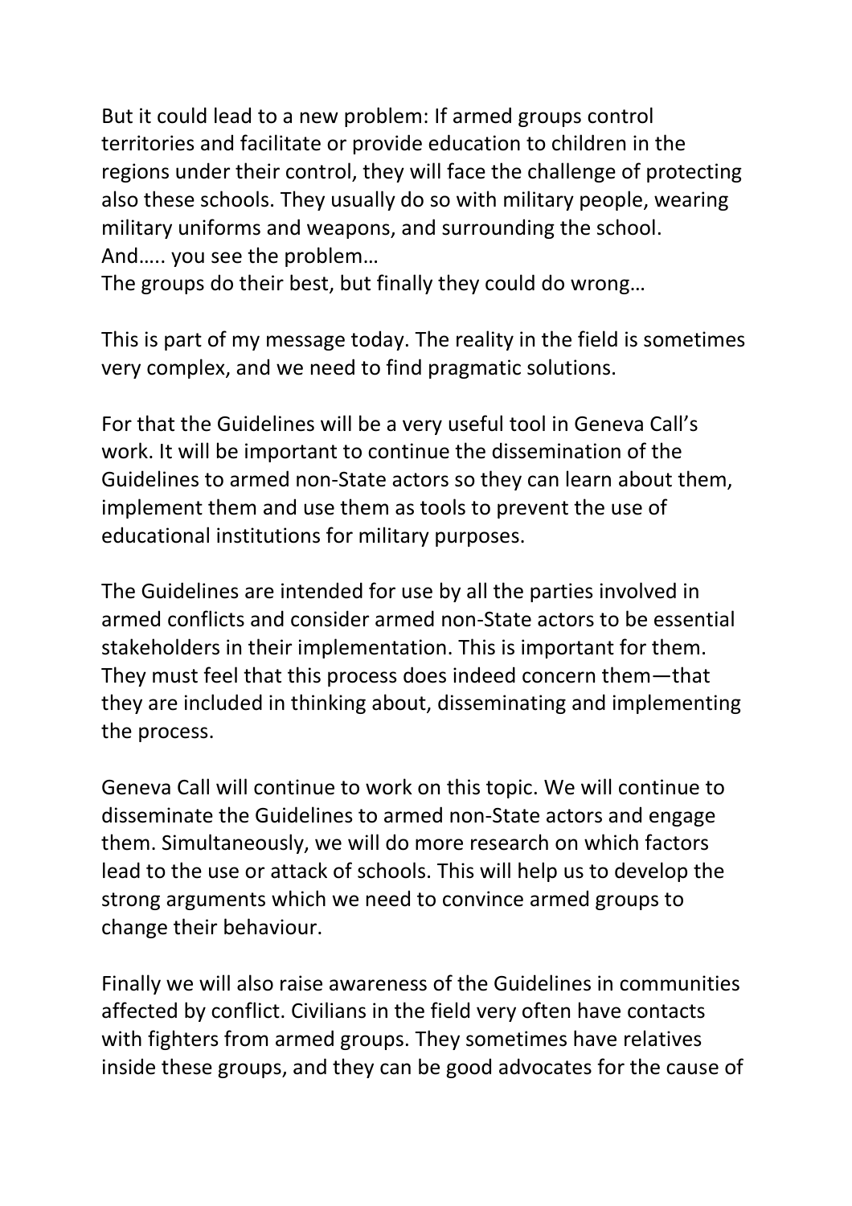But it could lead to a new problem: If armed groups control territories and facilitate or provide education to children in the regions under their control, they will face the challenge of protecting also these schools. They usually do so with military people, wearing military uniforms and weapons, and surrounding the school.
And….. you see the problem…
The groups do their best, but finally they could do wrong…

This is part of my message today. The reality in the field is sometimes very complex, and we need to find pragmatic solutions.

For that the Guidelines will be a very useful tool in Geneva Call's work. It will be important to continue the dissemination of the Guidelines to armed non-State actors so they can learn about them, implement them and use them as tools to prevent the use of educational institutions for military purposes.

The Guidelines are intended for use by all the parties involved in armed conflicts and consider armed non-State actors to be essential stakeholders in their implementation. This is important for them. They must feel that this process does indeed concern them—that they are included in thinking about, disseminating and implementing the process.

Geneva Call will continue to work on this topic. We will continue to disseminate the Guidelines to armed non-State actors and engage them. Simultaneously, we will do more research on which factors lead to the use or attack of schools. This will help us to develop the strong arguments which we need to convince armed groups to change their behaviour.

Finally we will also raise awareness of the Guidelines in communities affected by conflict. Civilians in the field very often have contacts with fighters from armed groups. They sometimes have relatives inside these groups, and they can be good advocates for the cause of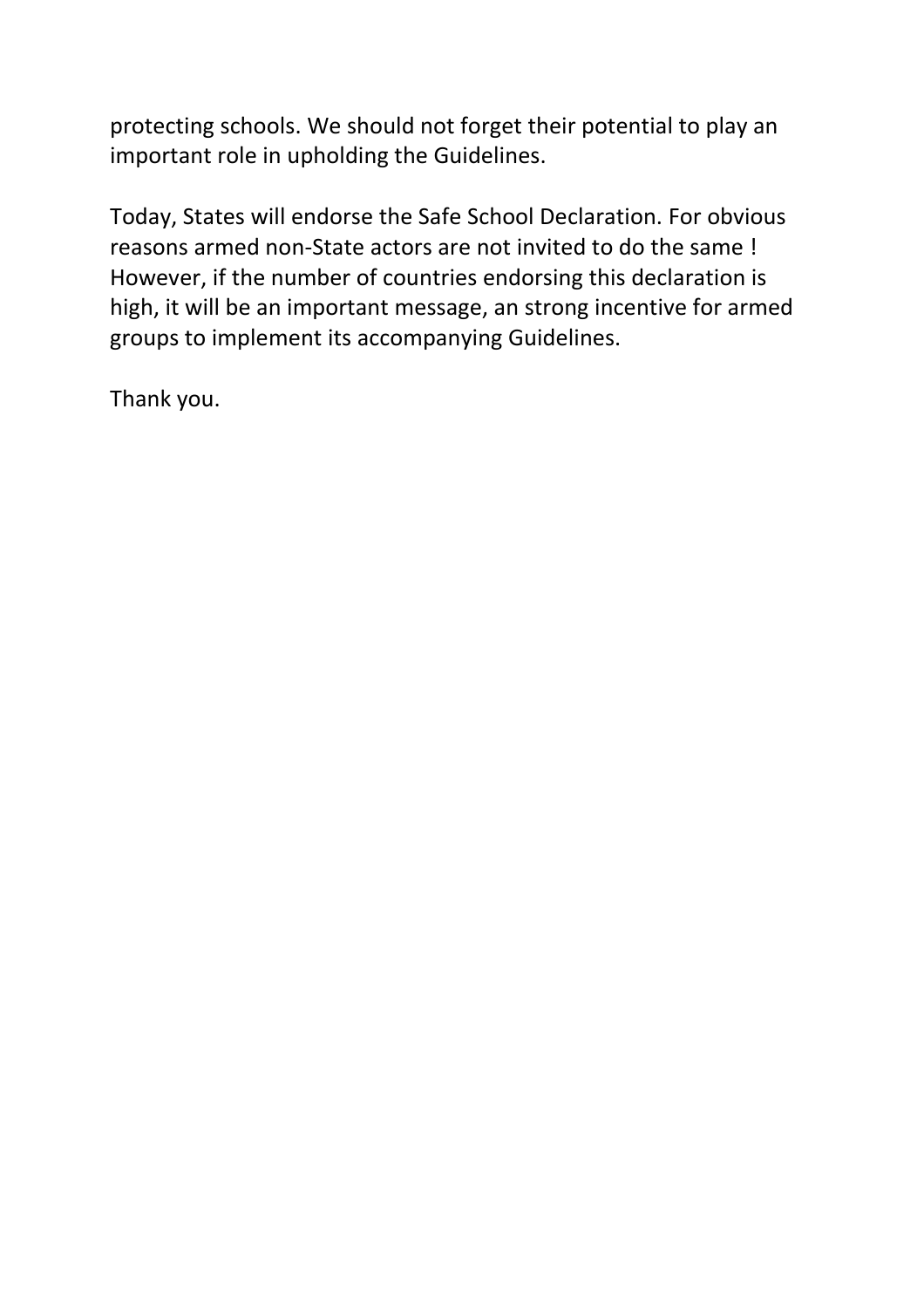protecting schools. We should not forget their potential to play an important role in upholding the Guidelines.

Today, States will endorse the Safe School Declaration. For obvious reasons armed non-State actors are not invited to do the same ! However, if the number of countries endorsing this declaration is high, it will be an important message, an strong incentive for armed groups to implement its accompanying Guidelines.

Thank you.